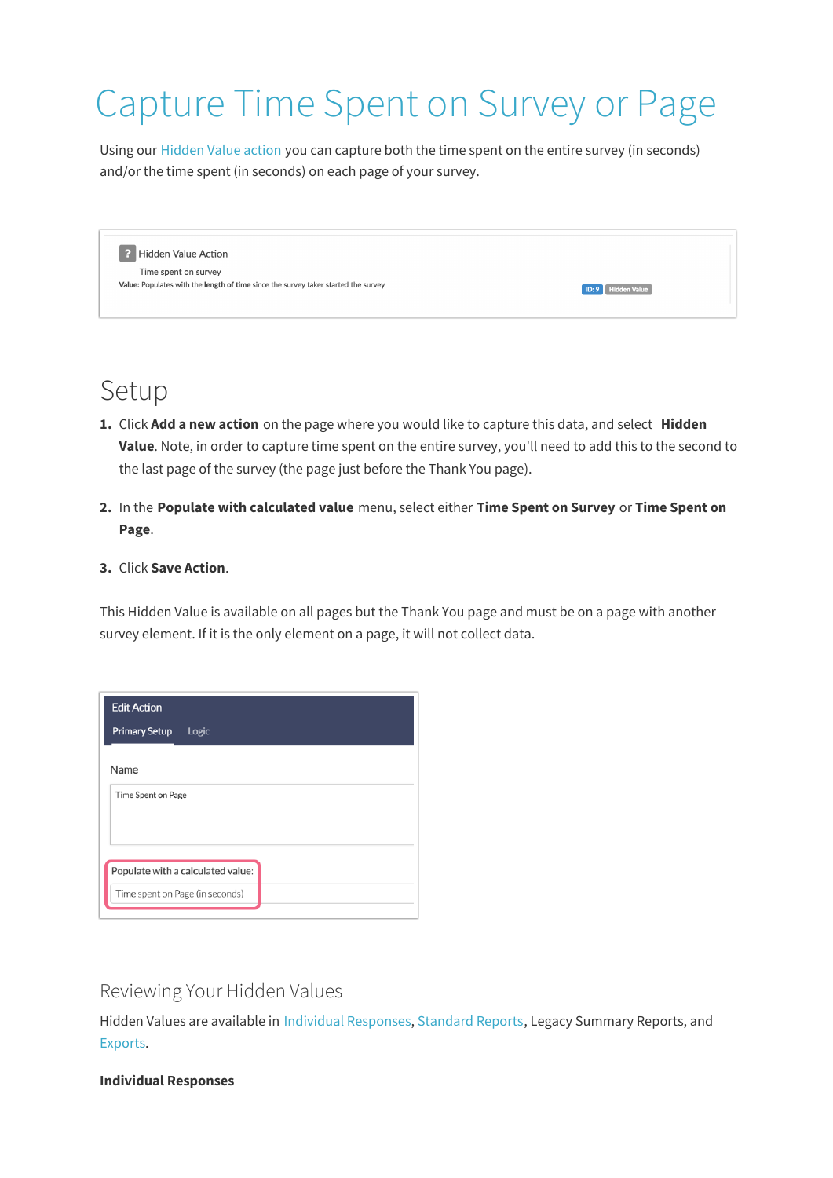# Capture Time Spent on Survey or Page

Using our Hidden Value action you can capture both the time spent on the entire survey (in seconds) and/or the time spent (in seconds) on each page of your survey.

## Setup

1. Click **Add a new action** on the page where you would like to capture this data, and select **Hidden Value**. Note, in order to capture time spent on the entire survey, you'll need to add this to the second to the last page of the survey (the page just before the Thank You page).
2. In the **Populate with calculated value** menu, select either **Time Spent on Survey** or **Time Spent on Page**.
3. Click **Save Action**.

This Hidden Value is available on all pages but the Thank You page and must be on a page with another survey element. If it is the only element on a page, it will not collect data.

### Reviewing Your Hidden Values

Hidden Values are available in Individual Responses, Standard Reports, Legacy Summary Reports, and Exports.

**Individual Responses**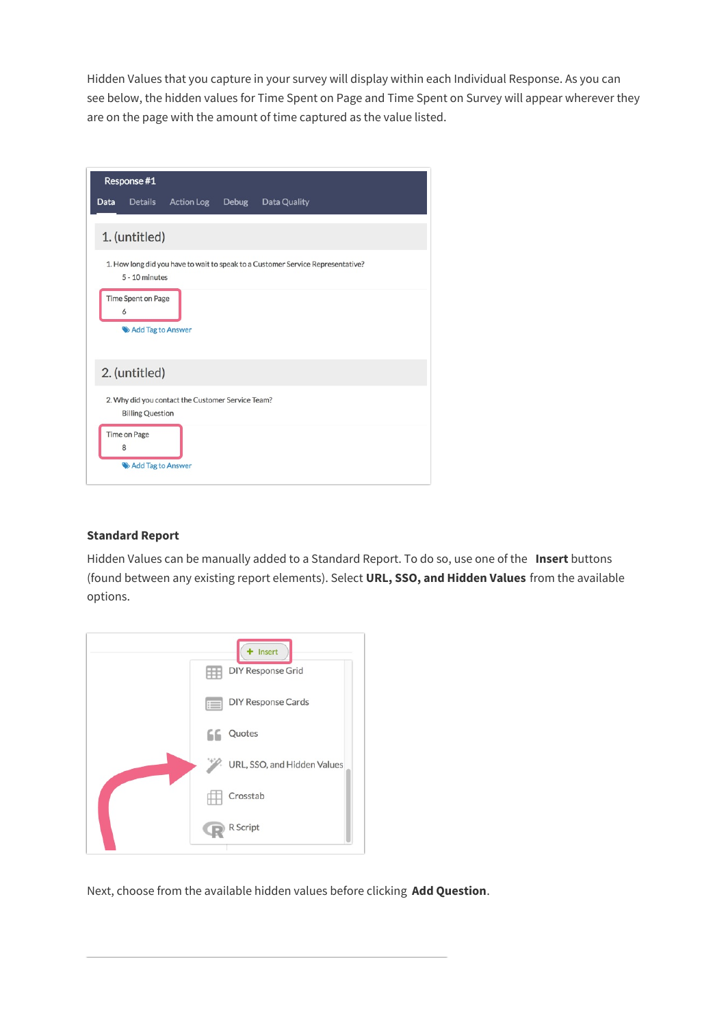Hidden Values that you capture in your survey will display within each Individual Response. As you can see below, the hidden values for Time Spent on Page and Time Spent on Survey will appear wherever they are on the page with the amount of time captured as the value listed.

Response #1

Data Details Action Log Debug Data Quality

1. (untitled)

1. How long did you have to wait to speak to a Customer Service Representative?

5 - 10 minutes

Time Spent on Page

6

Add Tag to Answer

2. (untitled)

2. Why did you contact the Customer Service Team?

Billing Question

Time on Page

8

Add Tag to Answer

**Standard Report**

Hidden Values can be manually added to a Standard Report. To do so, use one of the **Insert** buttons (found between any existing report elements). Select **URL, SSO, and Hidden Values** from the available options.

Insert

DIY Response Grid

DIY Response Cards

Quotes

URL, SSO, and Hidden Values

Crosstab

R Script

Next, choose from the available hidden values before clicking **Add Question**.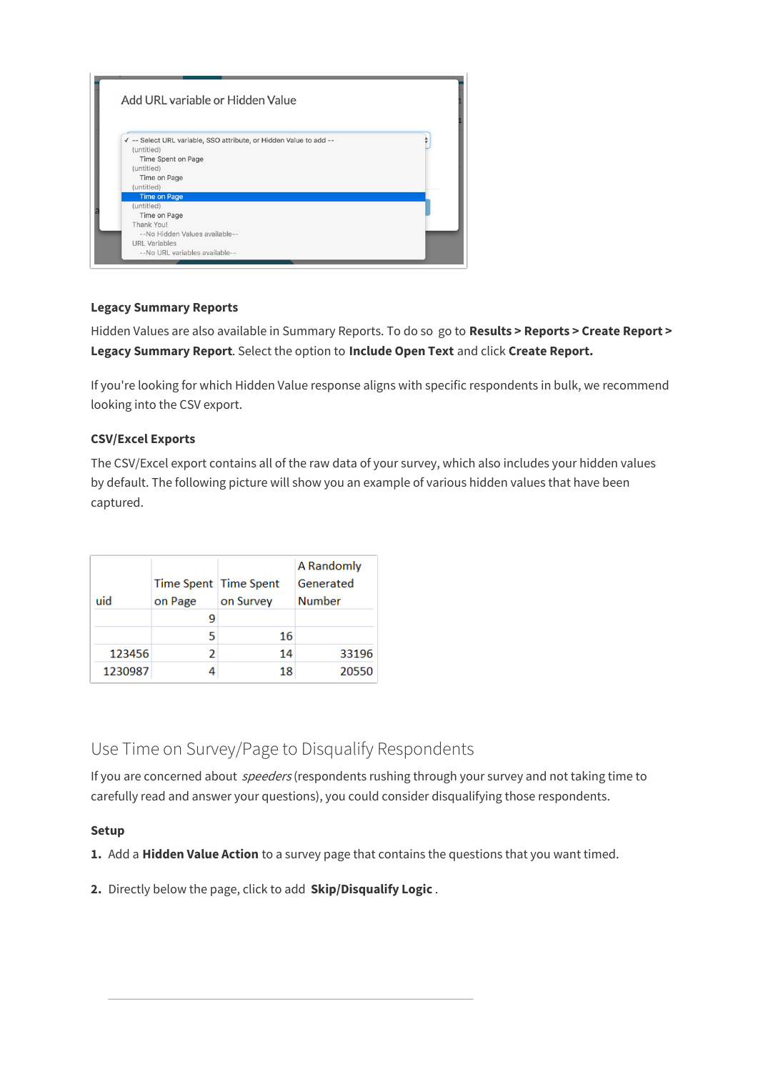### Legacy Summary Reports

Hidden Values are also available in Summary Reports. To do so go to **Results > Reports > Create Report > Legacy Summary Report**. Select the option to **Include Open Text** and click **Create Report.**

If you're looking for which Hidden Value response aligns with specific respondents in bulk, we recommend looking into the CSV export.

### CSV/Excel Exports

The CSV/Excel export contains all of the raw data of your survey, which also includes your hidden values by default. The following picture will show you an example of various hidden values that have been captured.

| uid | Time Spent on Page | Time Spent on Survey | A Randomly Generated Number |
|---|---|---|---|
| | 9 | | |
| | 5 | 16 | |
| 123456 | 2 | 14 | 33196 |
| 1230987 | 4 | 18 | 20550 |

## Use Time on Survey/Page to Disqualify Respondents

If you are concerned about *speeders* (respondents rushing through your survey and not taking time to carefully read and answer your questions), you could consider disqualifying those respondents.

### Setup

1. Add a **Hidden Value Action** to a survey page that contains the questions that you want timed.

2. Directly below the page, click to add **Skip/Disqualify Logic** .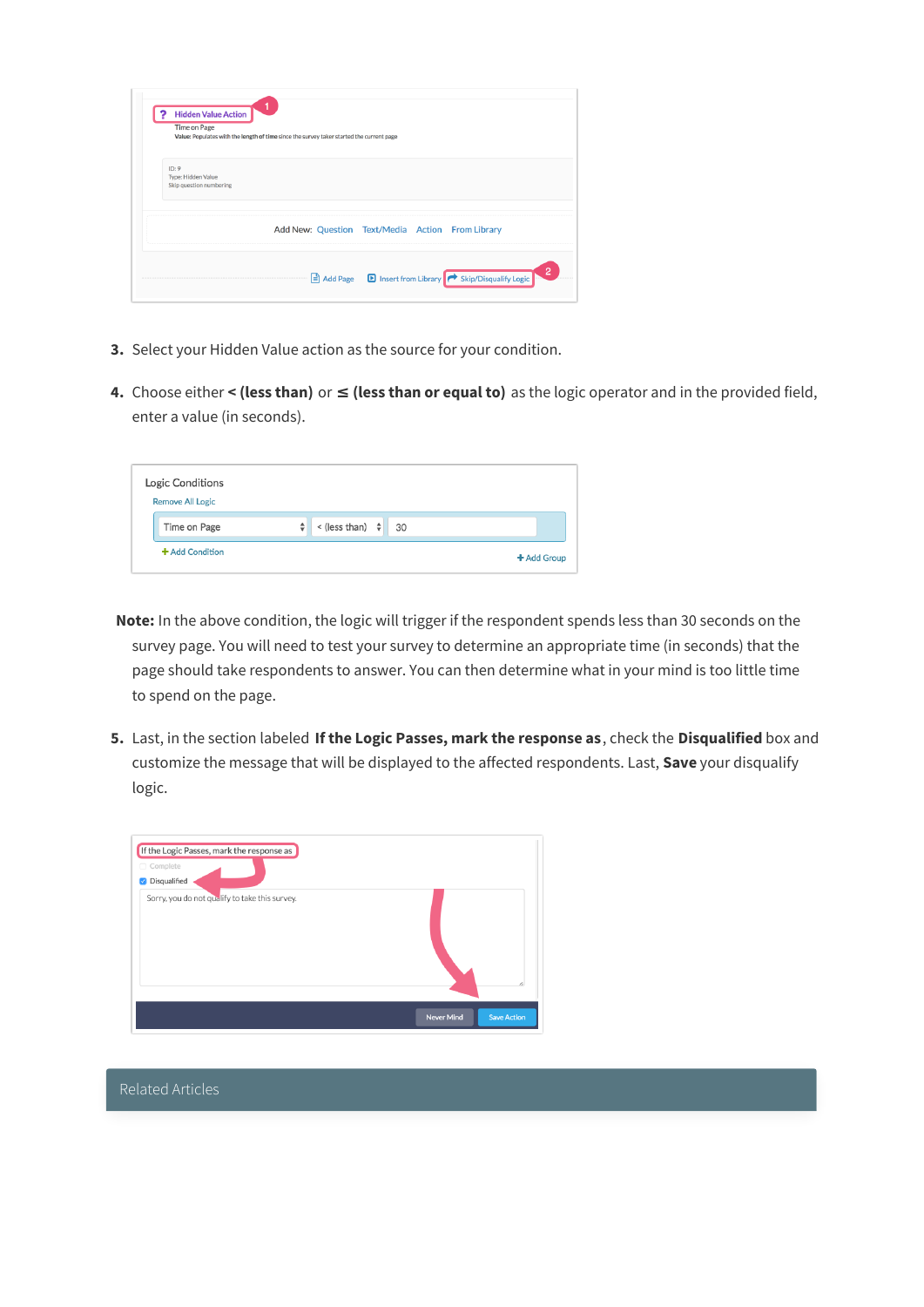3. Select your Hidden Value action as the source for your condition.

4. Choose either **< (less than)** or **≤ (less than or equal to)** as the logic operator and in the provided field, enter a value (in seconds).

**Note:** In the above condition, the logic will trigger if the respondent spends less than 30 seconds on the survey page. You will need to test your survey to determine an appropriate time (in seconds) that the page should take respondents to answer. You can then determine what in your mind is too little time to spend on the page.

5. Last, in the section labeled **If the Logic Passes, mark the response as**, check the **Disqualified** box and customize the message that will be displayed to the affected respondents. Last, **Save** your disqualify logic.

Related Articles